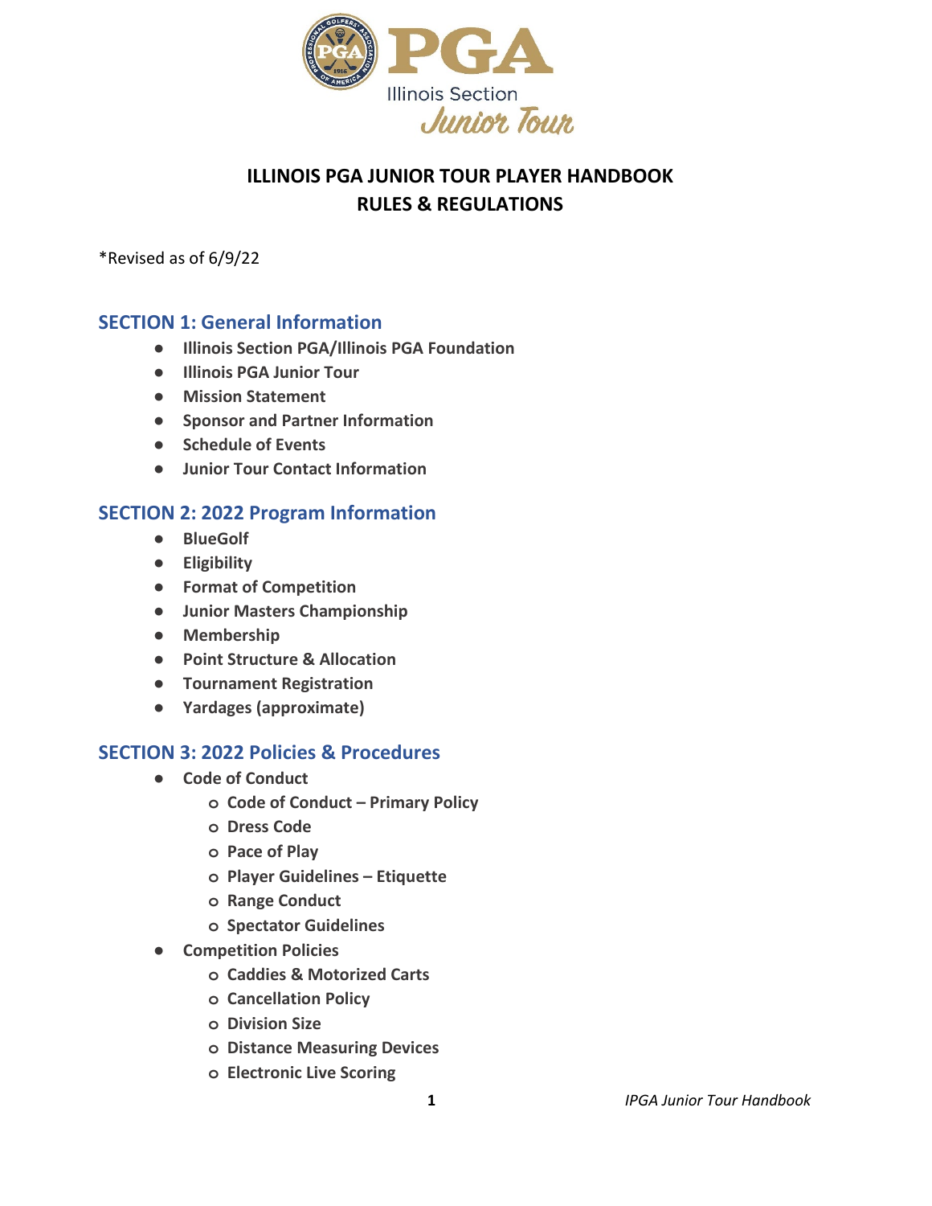# ILLINOIS PGA JUNIOR TOUR PLAYER HANDBOOK
# RULES & REGULATIONS

*Revised as of 6/9/22

## SECTION 1: General Information

- **Illinois Section PGA/Illinois PGA Foundation**
- **Illinois PGA Junior Tour**
- **Mission Statement**
- **Sponsor and Partner Information**
- **Schedule of Events**
- **Junior Tour Contact Information**

## SECTION 2: 2022 Program Information

- **BlueGolf**
- **Eligibility**
- **Format of Competition**
- **Junior Masters Championship**
- **Membership**
- **Point Structure & Allocation**
- **Tournament Registration**
- **Yardages (approximate)**

## SECTION 3: 2022 Policies & Procedures

- **Code of Conduct**
  - **Code of Conduct – Primary Policy**
  - **Dress Code**
  - **Pace of Play**
  - **Player Guidelines – Etiquette**
  - **Range Conduct**
  - **Spectator Guidelines**
- **Competition Policies**
  - **Caddies & Motorized Carts**
  - **Cancellation Policy**
  - **Division Size**
  - **Distance Measuring Devices**
  - **Electronic Live Scoring**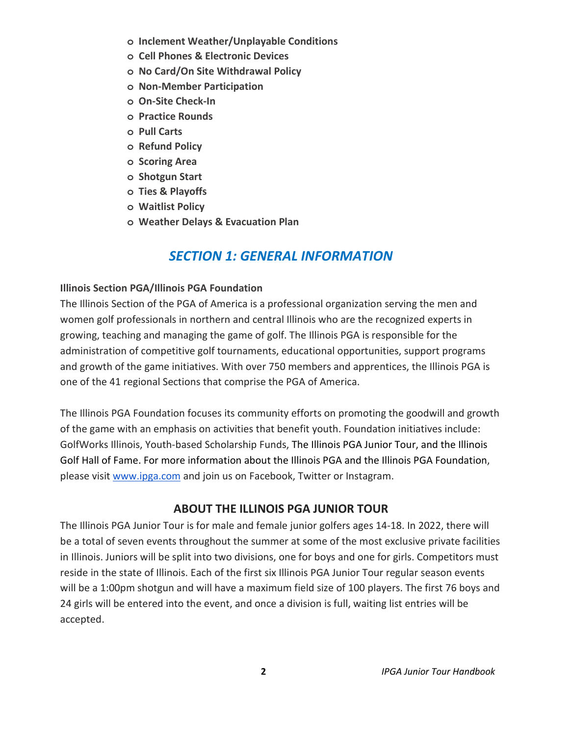- **Inclement Weather/Unplayable Conditions**
- **Cell Phones & Electronic Devices**
- **No Card/On Site Withdrawal Policy**
- **Non-Member Participation**
- **On-Site Check-In**
- **Practice Rounds**
- **Pull Carts**
- **Refund Policy**
- **Scoring Area**
- **Shotgun Start**
- **Ties & Playoffs**
- **Waitlist Policy**
- **Weather Delays & Evacuation Plan**

# *SECTION 1: GENERAL INFORMATION*

**Illinois Section PGA/Illinois PGA Foundation**

The Illinois Section of the PGA of America is a professional organization serving the men and women golf professionals in northern and central Illinois who are the recognized experts in growing, teaching and managing the game of golf. The Illinois PGA is responsible for the administration of competitive golf tournaments, educational opportunities, support programs and growth of the game initiatives. With over 750 members and apprentices, the Illinois PGA is one of the 41 regional Sections that comprise the PGA of America.

The Illinois PGA Foundation focuses its community efforts on promoting the goodwill and growth of the game with an emphasis on activities that benefit youth. Foundation initiatives include: GolfWorks Illinois, Youth-based Scholarship Funds, The Illinois PGA Junior Tour, and the Illinois Golf Hall of Fame. For more information about the Illinois PGA and the Illinois PGA Foundation, please visit [www.ipga.com](http://www.ipga.com) and join us on Facebook, Twitter or Instagram.

## ABOUT THE ILLINOIS PGA JUNIOR TOUR

The Illinois PGA Junior Tour is for male and female junior golfers ages 14-18. In 2022, there will be a total of seven events throughout the summer at some of the most exclusive private facilities in Illinois. Juniors will be split into two divisions, one for boys and one for girls. Competitors must reside in the state of Illinois. Each of the first six Illinois PGA Junior Tour regular season events will be a 1:00pm shotgun and will have a maximum field size of 100 players. The first 76 boys and 24 girls will be entered into the event, and once a division is full, waiting list entries will be accepted.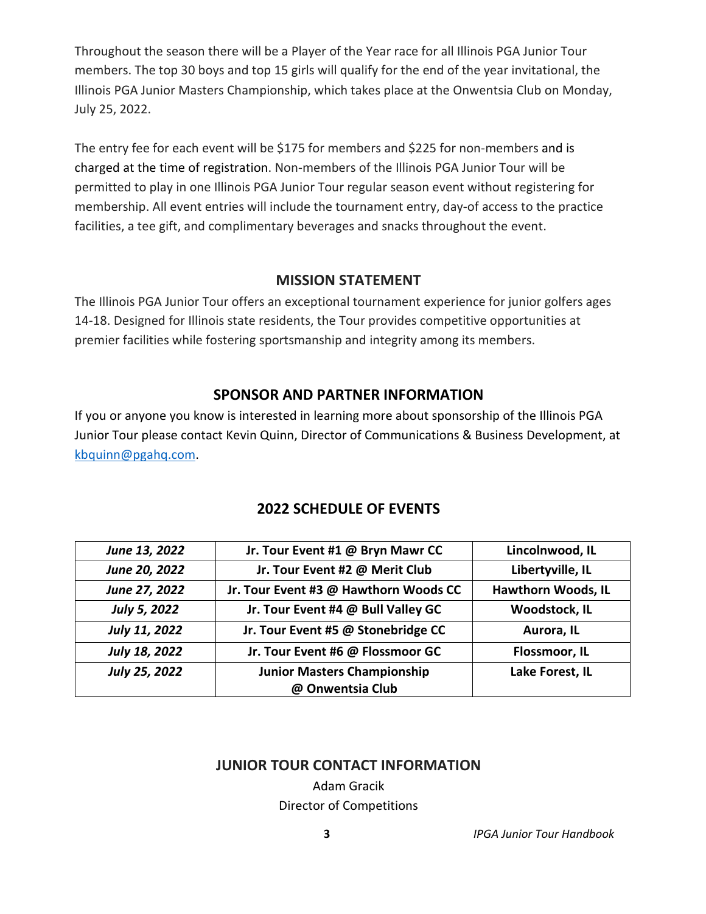Throughout the season there will be a Player of the Year race for all Illinois PGA Junior Tour members. The top 30 boys and top 15 girls will qualify for the end of the year invitational, the Illinois PGA Junior Masters Championship, which takes place at the Onwentsia Club on Monday, July 25, 2022.

The entry fee for each event will be $175 for members and $225 for non-members and is charged at the time of registration. Non-members of the Illinois PGA Junior Tour will be permitted to play in one Illinois PGA Junior Tour regular season event without registering for membership. All event entries will include the tournament entry, day-of access to the practice facilities, a tee gift, and complimentary beverages and snacks throughout the event.

## MISSION STATEMENT

The Illinois PGA Junior Tour offers an exceptional tournament experience for junior golfers ages 14-18. Designed for Illinois state residents, the Tour provides competitive opportunities at premier facilities while fostering sportsmanship and integrity among its members.

## SPONSOR AND PARTNER INFORMATION

If you or anyone you know is interested in learning more about sponsorship of the Illinois PGA Junior Tour please contact Kevin Quinn, Director of Communications & Business Development, at [kbquinn@pgahq.com](mailto:kbquinn@pgahq.com).

## 2022 SCHEDULE OF EVENTS

| Date | Event | Location |
|---|---|---|
| ***June 13, 2022*** | **Jr. Tour Event #1 @ Bryn Mawr CC** | **Lincolnwood, IL** |
| ***June 20, 2022*** | **Jr. Tour Event #2 @ Merit Club** | **Libertyville, IL** |
| ***June 27, 2022*** | **Jr. Tour Event #3 @ Hawthorn Woods CC** | **Hawthorn Woods, IL** |
| ***July 5, 2022*** | **Jr. Tour Event #4 @ Bull Valley GC** | **Woodstock, IL** |
| ***July 11, 2022*** | **Jr. Tour Event #5 @ Stonebridge CC** | **Aurora, IL** |
| ***July 18, 2022*** | **Jr. Tour Event #6 @ Flossmoor GC** | **Flossmoor, IL** |
| ***July 25, 2022*** | **Junior Masters Championship @ Onwentsia Club** | **Lake Forest, IL** |

## JUNIOR TOUR CONTACT INFORMATION

Adam Gracik
Director of Competitions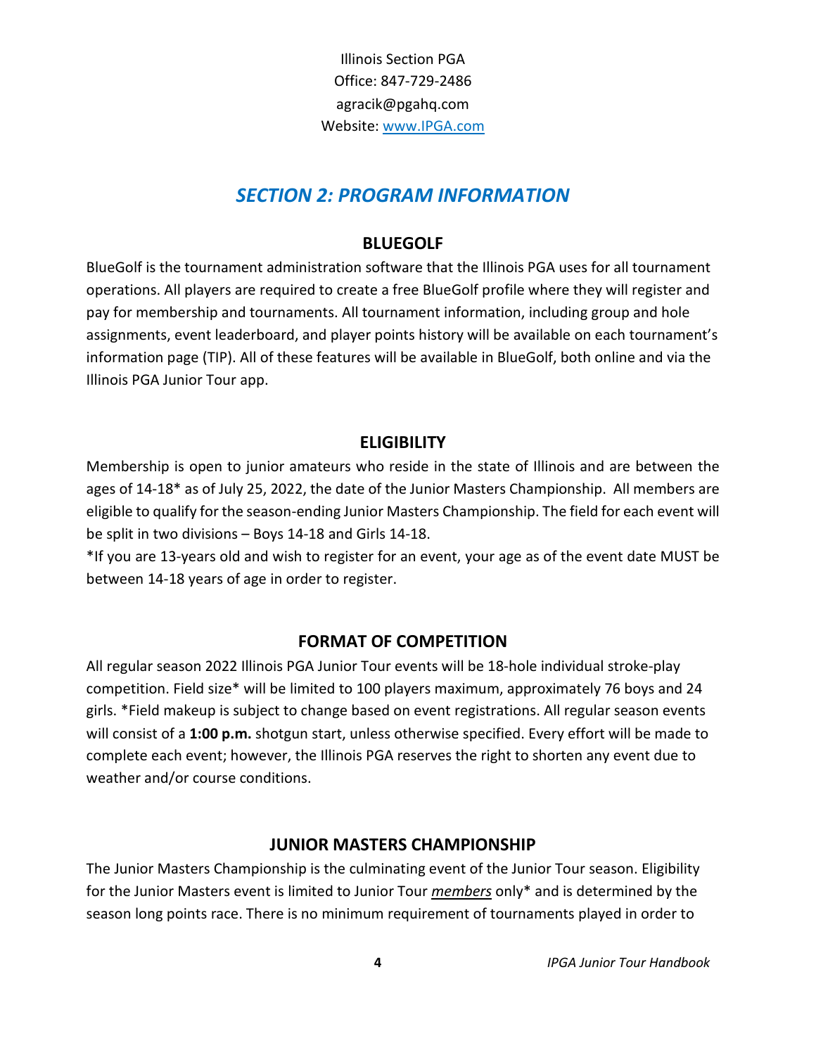Illinois Section PGA
Office: 847-729-2486
agracik@pgahq.com
Website: [www.IPGA.com](http://www.IPGA.com)

## *SECTION 2: PROGRAM INFORMATION*

### BLUEGOLF

BlueGolf is the tournament administration software that the Illinois PGA uses for all tournament operations. All players are required to create a free BlueGolf profile where they will register and pay for membership and tournaments. All tournament information, including group and hole assignments, event leaderboard, and player points history will be available on each tournament's information page (TIP). All of these features will be available in BlueGolf, both online and via the Illinois PGA Junior Tour app.

### ELIGIBILITY

Membership is open to junior amateurs who reside in the state of Illinois and are between the ages of 14-18* as of July 25, 2022, the date of the Junior Masters Championship. All members are eligible to qualify for the season-ending Junior Masters Championship. The field for each event will be split in two divisions – Boys 14-18 and Girls 14-18.

*If you are 13-years old and wish to register for an event, your age as of the event date MUST be between 14-18 years of age in order to register.

### FORMAT OF COMPETITION

All regular season 2022 Illinois PGA Junior Tour events will be 18-hole individual stroke-play competition. Field size* will be limited to 100 players maximum, approximately 76 boys and 24 girls. *Field makeup is subject to change based on event registrations. All regular season events will consist of a **1:00 p.m.** shotgun start, unless otherwise specified. Every effort will be made to complete each event; however, the Illinois PGA reserves the right to shorten any event due to weather and/or course conditions.

### JUNIOR MASTERS CHAMPIONSHIP

The Junior Masters Championship is the culminating event of the Junior Tour season. Eligibility for the Junior Masters event is limited to Junior Tour ***members*** only* and is determined by the season long points race. There is no minimum requirement of tournaments played in order to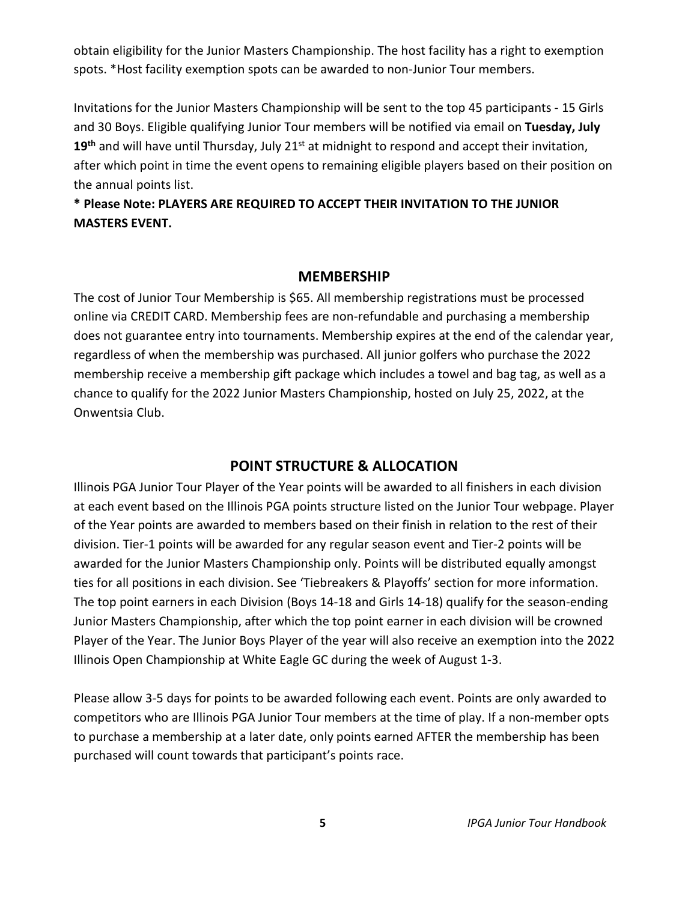obtain eligibility for the Junior Masters Championship. The host facility has a right to exemption spots. *Host facility exemption spots can be awarded to non-Junior Tour members.

Invitations for the Junior Masters Championship will be sent to the top 45 participants - 15 Girls and 30 Boys. Eligible qualifying Junior Tour members will be notified via email on **Tuesday, July 19th** and will have until Thursday, July 21st at midnight to respond and accept their invitation, after which point in time the event opens to remaining eligible players based on their position on the annual points list.

**\* Please Note: PLAYERS ARE REQUIRED TO ACCEPT THEIR INVITATION TO THE JUNIOR MASTERS EVENT.**

## MEMBERSHIP

The cost of Junior Tour Membership is $65. All membership registrations must be processed online via CREDIT CARD. Membership fees are non-refundable and purchasing a membership does not guarantee entry into tournaments. Membership expires at the end of the calendar year, regardless of when the membership was purchased. All junior golfers who purchase the 2022 membership receive a membership gift package which includes a towel and bag tag, as well as a chance to qualify for the 2022 Junior Masters Championship, hosted on July 25, 2022, at the Onwentsia Club.

## POINT STRUCTURE & ALLOCATION

Illinois PGA Junior Tour Player of the Year points will be awarded to all finishers in each division at each event based on the Illinois PGA points structure listed on the Junior Tour webpage. Player of the Year points are awarded to members based on their finish in relation to the rest of their division. Tier-1 points will be awarded for any regular season event and Tier-2 points will be awarded for the Junior Masters Championship only. Points will be distributed equally amongst ties for all positions in each division. See 'Tiebreakers & Playoffs' section for more information. The top point earners in each Division (Boys 14-18 and Girls 14-18) qualify for the season-ending Junior Masters Championship, after which the top point earner in each division will be crowned Player of the Year. The Junior Boys Player of the year will also receive an exemption into the 2022 Illinois Open Championship at White Eagle GC during the week of August 1-3.

Please allow 3-5 days for points to be awarded following each event. Points are only awarded to competitors who are Illinois PGA Junior Tour members at the time of play. If a non-member opts to purchase a membership at a later date, only points earned AFTER the membership has been purchased will count towards that participant's points race.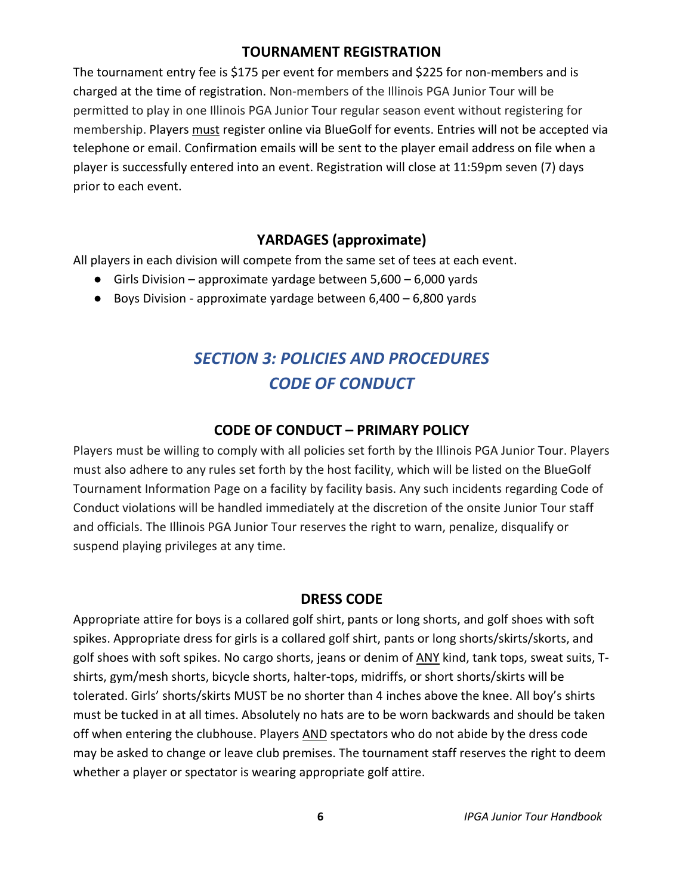## TOURNAMENT REGISTRATION

The tournament entry fee is $175 per event for members and $225 for non-members and is charged at the time of registration. Non-members of the Illinois PGA Junior Tour will be permitted to play in one Illinois PGA Junior Tour regular season event without registering for membership. Players <u>must</u> register online via BlueGolf for events. Entries will not be accepted via telephone or email. Confirmation emails will be sent to the player email address on file when a player is successfully entered into an event. Registration will close at 11:59pm seven (7) days prior to each event.

## YARDAGES (approximate)

All players in each division will compete from the same set of tees at each event.

- Girls Division – approximate yardage between 5,600 – 6,000 yards
- Boys Division - approximate yardage between 6,400 – 6,800 yards

# *SECTION 3: POLICIES AND PROCEDURES*
# *CODE OF CONDUCT*

## CODE OF CONDUCT – PRIMARY POLICY

Players must be willing to comply with all policies set forth by the Illinois PGA Junior Tour. Players must also adhere to any rules set forth by the host facility, which will be listed on the BlueGolf Tournament Information Page on a facility by facility basis. Any such incidents regarding Code of Conduct violations will be handled immediately at the discretion of the onsite Junior Tour staff and officials. The Illinois PGA Junior Tour reserves the right to warn, penalize, disqualify or suspend playing privileges at any time.

## DRESS CODE

Appropriate attire for boys is a collared golf shirt, pants or long shorts, and golf shoes with soft spikes. Appropriate dress for girls is a collared golf shirt, pants or long shorts/skirts/skorts, and golf shoes with soft spikes. No cargo shorts, jeans or denim of <u>ANY</u> kind, tank tops, sweat suits, T-shirts, gym/mesh shorts, bicycle shorts, halter-tops, midriffs, or short shorts/skirts will be tolerated. Girls' shorts/skirts MUST be no shorter than 4 inches above the knee. All boy's shirts must be tucked in at all times. Absolutely no hats are to be worn backwards and should be taken off when entering the clubhouse. Players <u>AND</u> spectators who do not abide by the dress code may be asked to change or leave club premises. The tournament staff reserves the right to deem whether a player or spectator is wearing appropriate golf attire.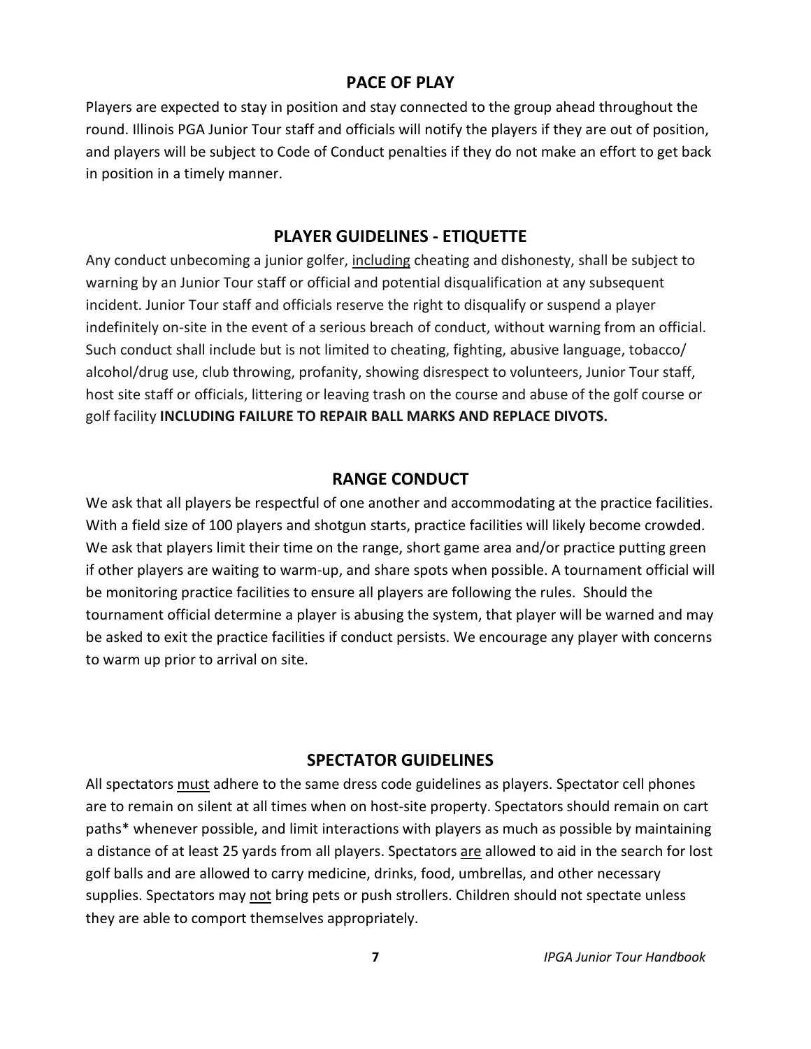## PACE OF PLAY

Players are expected to stay in position and stay connected to the group ahead throughout the round. Illinois PGA Junior Tour staff and officials will notify the players if they are out of position, and players will be subject to Code of Conduct penalties if they do not make an effort to get back in position in a timely manner.

## PLAYER GUIDELINES - ETIQUETTE

Any conduct unbecoming a junior golfer, <u>including</u> cheating and dishonesty, shall be subject to warning by an Junior Tour staff or official and potential disqualification at any subsequent incident. Junior Tour staff and officials reserve the right to disqualify or suspend a player indefinitely on-site in the event of a serious breach of conduct, without warning from an official. Such conduct shall include but is not limited to cheating, fighting, abusive language, tobacco/alcohol/drug use, club throwing, profanity, showing disrespect to volunteers, Junior Tour staff, host site staff or officials, littering or leaving trash on the course and abuse of the golf course or golf facility **INCLUDING FAILURE TO REPAIR BALL MARKS AND REPLACE DIVOTS.**

## RANGE CONDUCT

We ask that all players be respectful of one another and accommodating at the practice facilities. With a field size of 100 players and shotgun starts, practice facilities will likely become crowded. We ask that players limit their time on the range, short game area and/or practice putting green if other players are waiting to warm-up, and share spots when possible. A tournament official will be monitoring practice facilities to ensure all players are following the rules. Should the tournament official determine a player is abusing the system, that player will be warned and may be asked to exit the practice facilities if conduct persists. We encourage any player with concerns to warm up prior to arrival on site.

## SPECTATOR GUIDELINES

All spectators <u>must</u> adhere to the same dress code guidelines as players. Spectator cell phones are to remain on silent at all times when on host-site property. Spectators should remain on cart paths* whenever possible, and limit interactions with players as much as possible by maintaining a distance of at least 25 yards from all players. Spectators <u>are</u> allowed to aid in the search for lost golf balls and are allowed to carry medicine, drinks, food, umbrellas, and other necessary supplies. Spectators may <u>not</u> bring pets or push strollers. Children should not spectate unless they are able to comport themselves appropriately.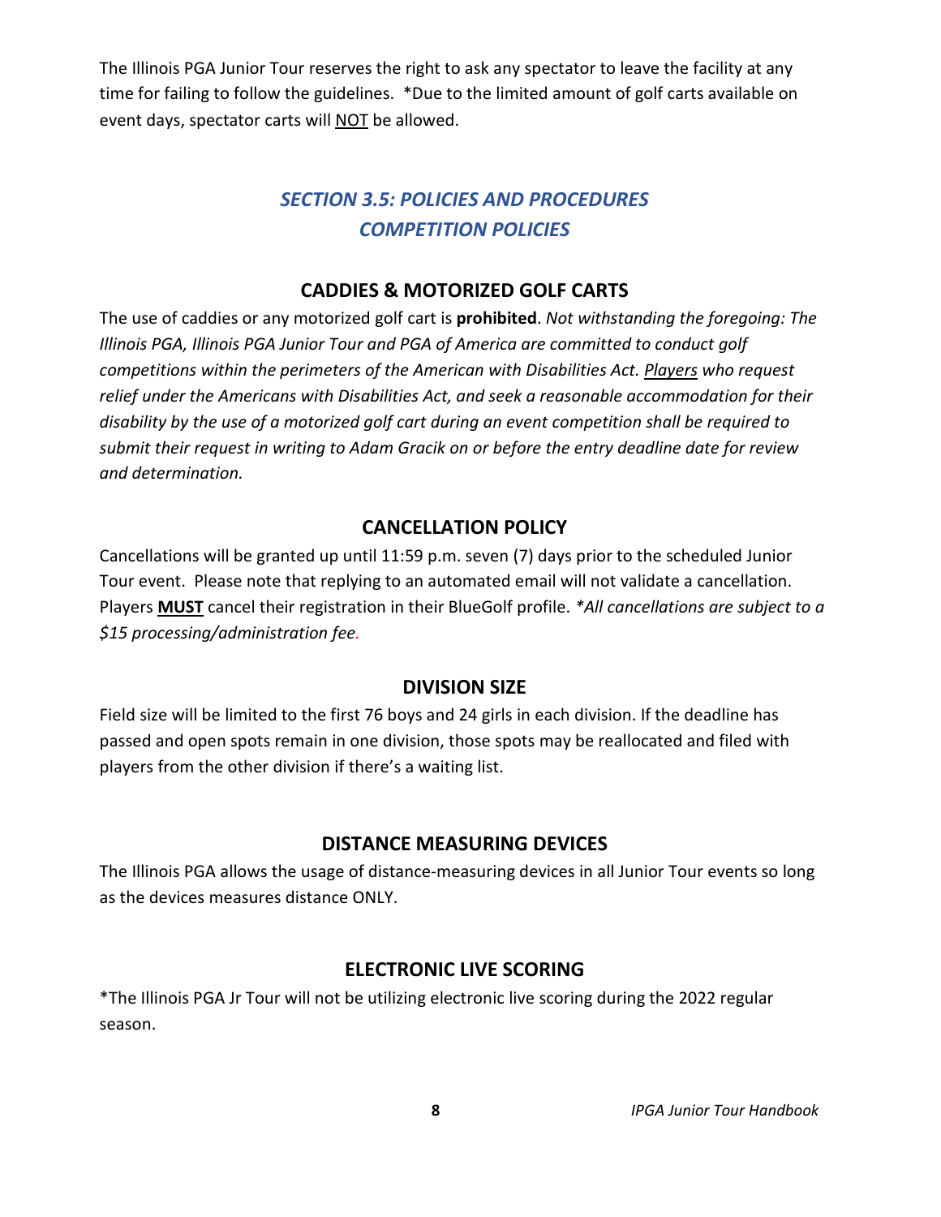The Illinois PGA Junior Tour reserves the right to ask any spectator to leave the facility at any time for failing to follow the guidelines. *Due to the limited amount of golf carts available on event days, spectator carts will NOT be allowed.

## *SECTION 3.5: POLICIES AND PROCEDURES COMPETITION POLICIES*

### CADDIES & MOTORIZED GOLF CARTS

The use of caddies or any motorized golf cart is **prohibited**. *Not withstanding the foregoing: The Illinois PGA, Illinois PGA Junior Tour and PGA of America are committed to conduct golf competitions within the perimeters of the American with Disabilities Act. Players who request relief under the Americans with Disabilities Act, and seek a reasonable accommodation for their disability by the use of a motorized golf cart during an event competition shall be required to submit their request in writing to Adam Gracik on or before the entry deadline date for review and determination.*

### CANCELLATION POLICY

Cancellations will be granted up until 11:59 p.m. seven (7) days prior to the scheduled Junior Tour event. Please note that replying to an automated email will not validate a cancellation. Players **MUST** cancel their registration in their BlueGolf profile. *\*All cancellations are subject to a $15 processing/administration fee.*

### DIVISION SIZE

Field size will be limited to the first 76 boys and 24 girls in each division. If the deadline has passed and open spots remain in one division, those spots may be reallocated and filed with players from the other division if there's a waiting list.

### DISTANCE MEASURING DEVICES

The Illinois PGA allows the usage of distance-measuring devices in all Junior Tour events so long as the devices measures distance ONLY.

### ELECTRONIC LIVE SCORING

*The Illinois PGA Jr Tour will not be utilizing electronic live scoring during the 2022 regular season.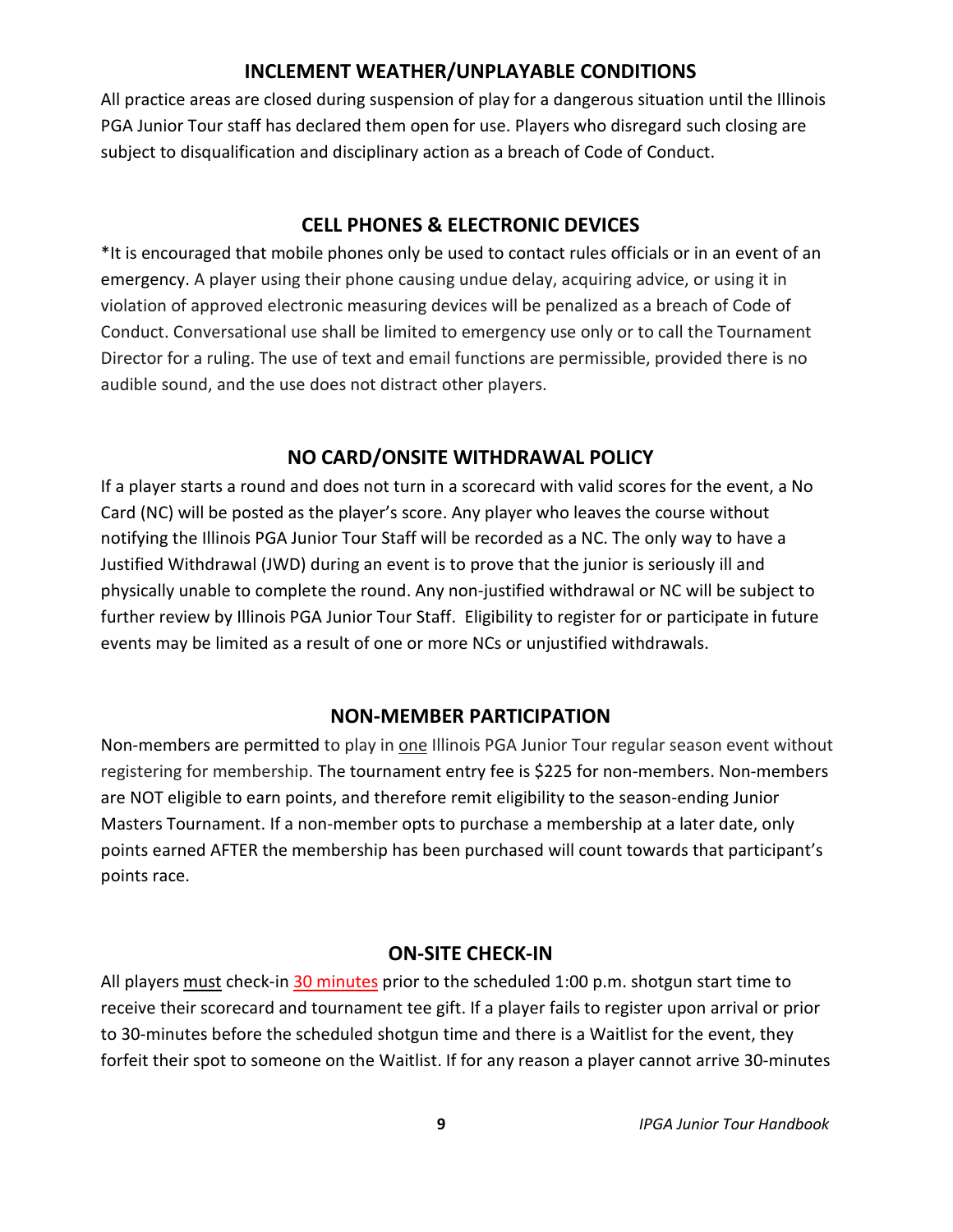## INCLEMENT WEATHER/UNPLAYABLE CONDITIONS

All practice areas are closed during suspension of play for a dangerous situation until the Illinois PGA Junior Tour staff has declared them open for use. Players who disregard such closing are subject to disqualification and disciplinary action as a breach of Code of Conduct.

## CELL PHONES & ELECTRONIC DEVICES

*It is encouraged that mobile phones only be used to contact rules officials or in an event of an emergency. A player using their phone causing undue delay, acquiring advice, or using it in violation of approved electronic measuring devices will be penalized as a breach of Code of Conduct. Conversational use shall be limited to emergency use only or to call the Tournament Director for a ruling. The use of text and email functions are permissible, provided there is no audible sound, and the use does not distract other players.

## NO CARD/ONSITE WITHDRAWAL POLICY

If a player starts a round and does not turn in a scorecard with valid scores for the event, a No Card (NC) will be posted as the player's score. Any player who leaves the course without notifying the Illinois PGA Junior Tour Staff will be recorded as a NC. The only way to have a Justified Withdrawal (JWD) during an event is to prove that the junior is seriously ill and physically unable to complete the round. Any non-justified withdrawal or NC will be subject to further review by Illinois PGA Junior Tour Staff. Eligibility to register for or participate in future events may be limited as a result of one or more NCs or unjustified withdrawals.

## NON-MEMBER PARTICIPATION

Non-members are permitted to play in one Illinois PGA Junior Tour regular season event without registering for membership. The tournament entry fee is $225 for non-members. Non-members are NOT eligible to earn points, and therefore remit eligibility to the season-ending Junior Masters Tournament. If a non-member opts to purchase a membership at a later date, only points earned AFTER the membership has been purchased will count towards that participant's points race.

## ON-SITE CHECK-IN

All players must check-in 30 minutes prior to the scheduled 1:00 p.m. shotgun start time to receive their scorecard and tournament tee gift. If a player fails to register upon arrival or prior to 30-minutes before the scheduled shotgun time and there is a Waitlist for the event, they forfeit their spot to someone on the Waitlist. If for any reason a player cannot arrive 30-minutes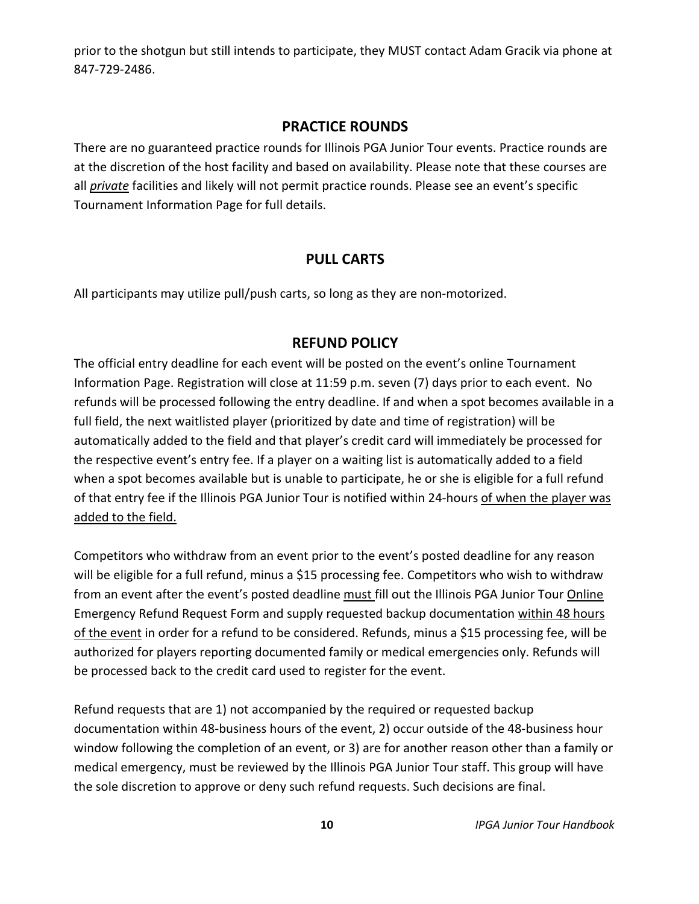prior to the shotgun but still intends to participate, they MUST contact Adam Gracik via phone at 847-729-2486.

## PRACTICE ROUNDS

There are no guaranteed practice rounds for Illinois PGA Junior Tour events. Practice rounds are at the discretion of the host facility and based on availability. Please note that these courses are all *private* facilities and likely will not permit practice rounds. Please see an event's specific Tournament Information Page for full details.

## PULL CARTS

All participants may utilize pull/push carts, so long as they are non-motorized.

## REFUND POLICY

The official entry deadline for each event will be posted on the event's online Tournament Information Page. Registration will close at 11:59 p.m. seven (7) days prior to each event. No refunds will be processed following the entry deadline. If and when a spot becomes available in a full field, the next waitlisted player (prioritized by date and time of registration) will be automatically added to the field and that player's credit card will immediately be processed for the respective event's entry fee. If a player on a waiting list is automatically added to a field when a spot becomes available but is unable to participate, he or she is eligible for a full refund of that entry fee if the Illinois PGA Junior Tour is notified within 24-hours of when the player was added to the field.

Competitors who withdraw from an event prior to the event's posted deadline for any reason will be eligible for a full refund, minus a $15 processing fee. Competitors who wish to withdraw from an event after the event's posted deadline must fill out the Illinois PGA Junior Tour Online Emergency Refund Request Form and supply requested backup documentation within 48 hours of the event in order for a refund to be considered. Refunds, minus a $15 processing fee, will be authorized for players reporting documented family or medical emergencies only. Refunds will be processed back to the credit card used to register for the event.

Refund requests that are 1) not accompanied by the required or requested backup documentation within 48-business hours of the event, 2) occur outside of the 48-business hour window following the completion of an event, or 3) are for another reason other than a family or medical emergency, must be reviewed by the Illinois PGA Junior Tour staff. This group will have the sole discretion to approve or deny such refund requests. Such decisions are final.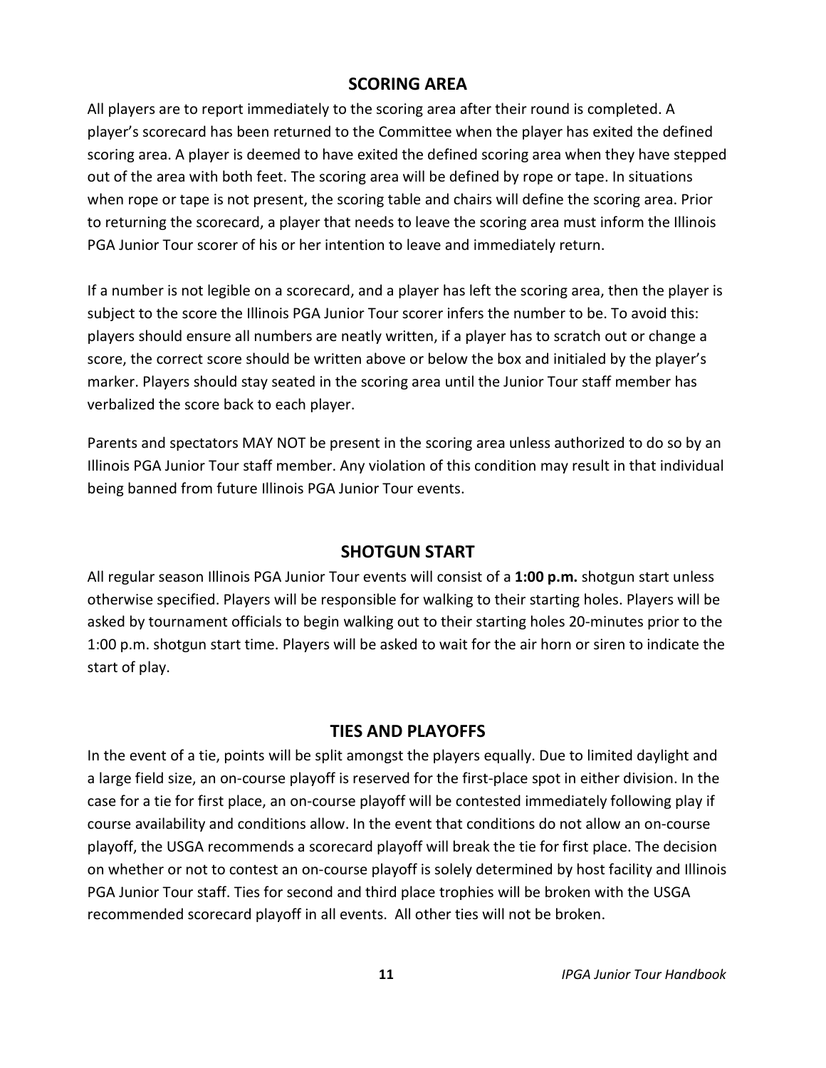## SCORING AREA

All players are to report immediately to the scoring area after their round is completed. A player's scorecard has been returned to the Committee when the player has exited the defined scoring area. A player is deemed to have exited the defined scoring area when they have stepped out of the area with both feet. The scoring area will be defined by rope or tape. In situations when rope or tape is not present, the scoring table and chairs will define the scoring area. Prior to returning the scorecard, a player that needs to leave the scoring area must inform the Illinois PGA Junior Tour scorer of his or her intention to leave and immediately return.

If a number is not legible on a scorecard, and a player has left the scoring area, then the player is subject to the score the Illinois PGA Junior Tour scorer infers the number to be. To avoid this: players should ensure all numbers are neatly written, if a player has to scratch out or change a score, the correct score should be written above or below the box and initialed by the player's marker. Players should stay seated in the scoring area until the Junior Tour staff member has verbalized the score back to each player.

Parents and spectators MAY NOT be present in the scoring area unless authorized to do so by an Illinois PGA Junior Tour staff member. Any violation of this condition may result in that individual being banned from future Illinois PGA Junior Tour events.

## SHOTGUN START

All regular season Illinois PGA Junior Tour events will consist of a **1:00 p.m.** shotgun start unless otherwise specified. Players will be responsible for walking to their starting holes. Players will be asked by tournament officials to begin walking out to their starting holes 20-minutes prior to the 1:00 p.m. shotgun start time. Players will be asked to wait for the air horn or siren to indicate the start of play.

## TIES AND PLAYOFFS

In the event of a tie, points will be split amongst the players equally. Due to limited daylight and a large field size, an on-course playoff is reserved for the first-place spot in either division. In the case for a tie for first place, an on-course playoff will be contested immediately following play if course availability and conditions allow. In the event that conditions do not allow an on-course playoff, the USGA recommends a scorecard playoff will break the tie for first place. The decision on whether or not to contest an on-course playoff is solely determined by host facility and Illinois PGA Junior Tour staff. Ties for second and third place trophies will be broken with the USGA recommended scorecard playoff in all events. All other ties will not be broken.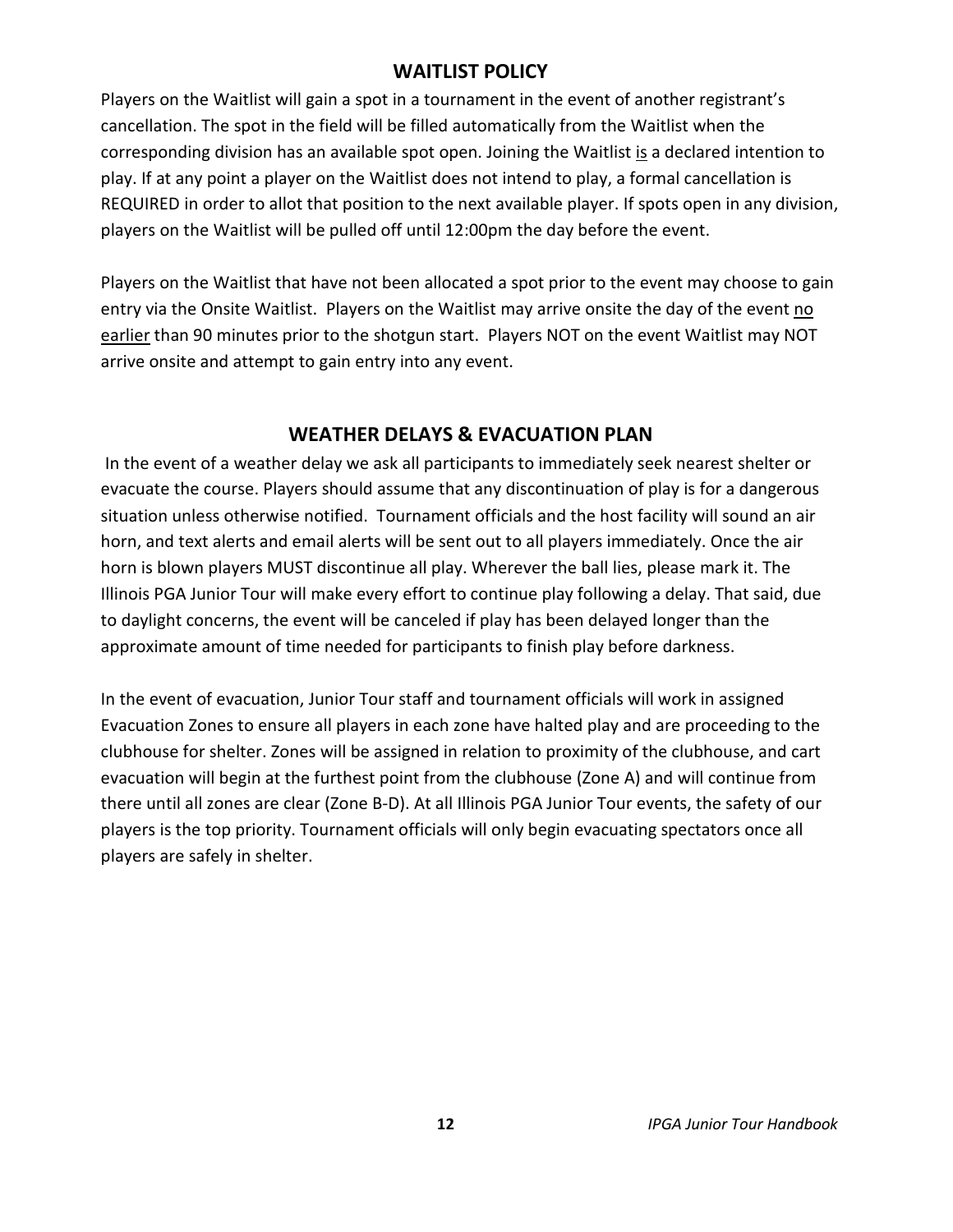## WAITLIST POLICY

Players on the Waitlist will gain a spot in a tournament in the event of another registrant's cancellation. The spot in the field will be filled automatically from the Waitlist when the corresponding division has an available spot open. Joining the Waitlist <u>is</u> a declared intention to play. If at any point a player on the Waitlist does not intend to play, a formal cancellation is REQUIRED in order to allot that position to the next available player. If spots open in any division, players on the Waitlist will be pulled off until 12:00pm the day before the event.

Players on the Waitlist that have not been allocated a spot prior to the event may choose to gain entry via the Onsite Waitlist. Players on the Waitlist may arrive onsite the day of the event <u>no earlier</u> than 90 minutes prior to the shotgun start. Players NOT on the event Waitlist may NOT arrive onsite and attempt to gain entry into any event.

## WEATHER DELAYS & EVACUATION PLAN

In the event of a weather delay we ask all participants to immediately seek nearest shelter or evacuate the course. Players should assume that any discontinuation of play is for a dangerous situation unless otherwise notified. Tournament officials and the host facility will sound an air horn, and text alerts and email alerts will be sent out to all players immediately. Once the air horn is blown players MUST discontinue all play. Wherever the ball lies, please mark it. The Illinois PGA Junior Tour will make every effort to continue play following a delay. That said, due to daylight concerns, the event will be canceled if play has been delayed longer than the approximate amount of time needed for participants to finish play before darkness.

In the event of evacuation, Junior Tour staff and tournament officials will work in assigned Evacuation Zones to ensure all players in each zone have halted play and are proceeding to the clubhouse for shelter. Zones will be assigned in relation to proximity of the clubhouse, and cart evacuation will begin at the furthest point from the clubhouse (Zone A) and will continue from there until all zones are clear (Zone B-D). At all Illinois PGA Junior Tour events, the safety of our players is the top priority. Tournament officials will only begin evacuating spectators once all players are safely in shelter.